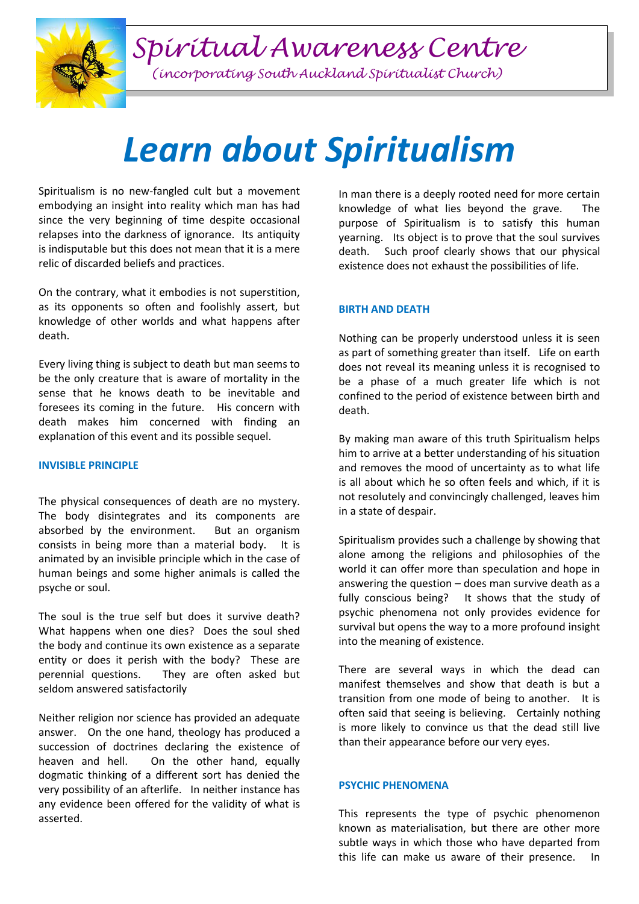# Spiritual Awareness Centre

*(incorporating South Auckland Spiritualist Church)*

# Learn about Spiritualism

Spiritualism is no new-fangled cult but a movement embodying an insight into reality which man has had since the very beginning of time despite occasional relapses into the darkness of ignorance. Its antiquity is indisputable but this does not mean that it is a mere relic of discarded beliefs and practices.

On the contrary, what it embodies is not superstition, as its opponents so often and foolishly assert, but knowledge of other worlds and what happens after death.

Every living thing is subject to death but man seems to be the only creature that is aware of mortality in the sense that he knows death to be inevitable and foresees its coming in the future. His concern with death makes him concerned with finding an explanation of this event and its possible sequel.

## INVISIBLE PRINCIPLE

The physical consequences of death are no mystery. The body disintegrates and its components are absorbed by the environment. But an organism consists in being more than a material body. It is animated by an invisible principle which in the case of human beings and some higher animals is called the psyche or soul.

The soul is the true self but does it survive death? What happens when one dies? Does the soul shed the body and continue its own existence as a separate entity or does it perish with the body? These are perennial questions. They are often asked but seldom answered satisfactorily

Neither religion nor science has provided an adequate answer. On the one hand, theology has produced a succession of doctrines declaring the existence of heaven and hell. On the other hand, equally dogmatic thinking of a different sort has denied the very possibility of an afterlife. In neither instance has any evidence been offered for the validity of what is asserted.

In man there is a deeply rooted need for more certain knowledge of what lies beyond the grave. The purpose of Spiritualism is to satisfy this human yearning. Its object is to prove that the soul survives death. Such proof clearly shows that our physical existence does not exhaust the possibilities of life.

## BIRTH AND DEATH

Nothing can be properly understood unless it is seen as part of something greater than itself. Life on earth does not reveal its meaning unless it is recognised to be a phase of a much greater life which is not confined to the period of existence between birth and death.

By making man aware of this truth Spiritualism helps him to arrive at a better understanding of his situation and removes the mood of uncertainty as to what life is all about which he so often feels and which, if it is not resolutely and convincingly challenged, leaves him in a state of despair.

Spiritualism provides such a challenge by showing that alone among the religions and philosophies of the world it can offer more than speculation and hope in answering the question – does man survive death as a fully conscious being? It shows that the study of psychic phenomena not only provides evidence for survival but opens the way to a more profound insight into the meaning of existence.

There are several ways in which the dead can manifest themselves and show that death is but a transition from one mode of being to another. It is often said that seeing is believing. Certainly nothing is more likely to convince us that the dead still live than their appearance before our very eyes.

## PSYCHIC PHENOMENA

This represents the type of psychic phenomenon known as materialisation, but there are other more subtle ways in which those who have departed from this life can make us aware of their presence. In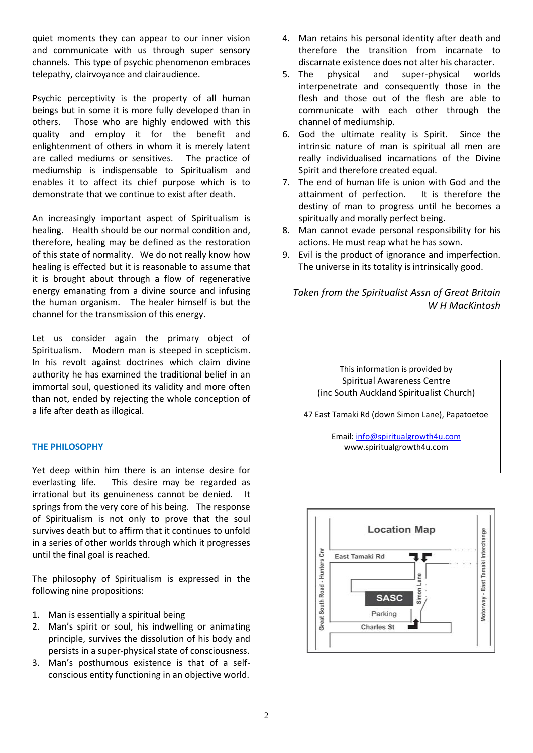quiet moments they can appear to our inner vision and communicate with us through super sensory channels. This type of psychic phenomenon embraces telepathy, clairvoyance and clairaudience.

Psychic perceptivity is the property of all human beings but in some it is more fully developed than in others. Those who are highly endowed with this quality and employ it for the benefit and enlightenment of others in whom it is merely latent are called mediums or sensitives. The practice of mediumship is indispensable to Spiritualism and enables it to affect its chief purpose which is to demonstrate that we continue to exist after death.

An increasingly important aspect of Spiritualism is healing. Health should be our normal condition and, therefore, healing may be defined as the restoration of this state of normality. We do not really know how healing is effected but it is reasonable to assume that it is brought about through a flow of regenerative energy emanating from a divine source and infusing the human organism. The healer himself is but the channel for the transmission of this energy.

Let us consider again the primary object of Spiritualism. Modern man is steeped in scepticism. In his revolt against doctrines which claim divine authority he has examined the traditional belief in an immortal soul, questioned its validity and more often than not, ended by rejecting the whole conception of a life after death as illogical.

## THE PHILOSOPHY

Yet deep within him there is an intense desire for everlasting life. This desire may be regarded as irrational but its genuineness cannot be denied. It springs from the very core of his being. The response of Spiritualism is not only to prove that the soul survives death but to affirm that it continues to unfold in a series of other worlds through which it progresses until the final goal is reached.

The philosophy of Spiritualism is expressed in the following nine propositions:

1. Man is essentially a spiritual being
2. Man's spirit or soul, his indwelling or animating principle, survives the dissolution of his body and persists in a super-physical state of consciousness.
3. Man's posthumous existence is that of a self-conscious entity functioning in an objective world.
4. Man retains his personal identity after death and therefore the transition from incarnate to discarnate existence does not alter his character.
5. The physical and super-physical worlds interpenetrate and consequently those in the flesh and those out of the flesh are able to communicate with each other through the channel of mediumship.
6. God the ultimate reality is Spirit. Since the intrinsic nature of man is spiritual all men are really individualised incarnations of the Divine Spirit and therefore created equal.
7. The end of human life is union with God and the attainment of perfection. It is therefore the destiny of man to progress until he becomes a spiritually and morally perfect being.
8. Man cannot evade personal responsibility for his actions. He must reap what he has sown.
9. Evil is the product of ignorance and imperfection. The universe in its totality is intrinsically good.

*Taken from the Spiritualist Assn of Great Britain*
*W H MacKintosh*

This information is provided by
Spiritual Awareness Centre
(inc South Auckland Spiritualist Church)

47 East Tamaki Rd (down Simon Lane), Papatoetoe

Email: info@spiritualgrowth4u.com
www.spiritualgrowth4u.com

Location Map

East Tamaki Rd

Simon Lane

SASC

Parking

Charles St

Great South Road - Hunters Cnr

Motorway - East Tamaki Interchange